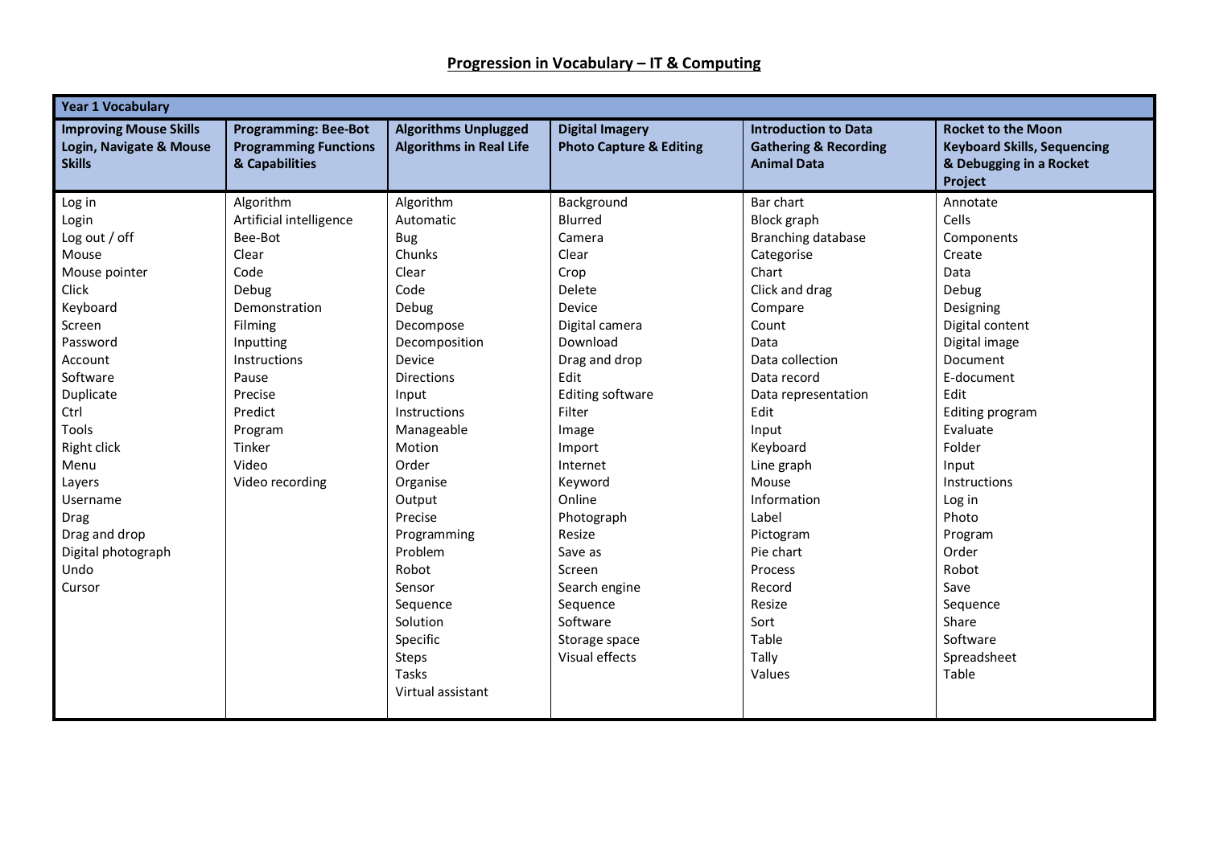## Progression in Vocabulary – IT & Computing

| Year 1 Vocabulary | | | | | |
|---|---|---|---|---|---|
| **Improving Mouse Skills Login, Navigate & Mouse Skills** | **Programming: Bee-Bot Programming Functions & Capabilities** | **Algorithms Unplugged Algorithms in Real Life** | **Digital Imagery Photo Capture & Editing** | **Introduction to Data Gathering & Recording Animal Data** | **Rocket to the Moon Keyboard Skills, Sequencing & Debugging in a Rocket Project** |
| Log in | Algorithm | Algorithm | Background | Bar chart | Annotate |
| Login | Artificial intelligence | Automatic | Blurred | Block graph | Cells |
| Log out / off | Bee-Bot | Bug | Camera | Branching database | Components |
| Mouse | Clear | Chunks | Clear | Categorise | Create |
| Mouse pointer | Code | Clear | Crop | Chart | Data |
| Click | Debug | Code | Delete | Click and drag | Debug |
| Keyboard | Demonstration | Debug | Device | Compare | Designing |
| Screen | Filming | Decompose | Digital camera | Count | Digital content |
| Password | Inputting | Decomposition | Download | Data | Digital image |
| Account | Instructions | Device | Drag and drop | Data collection | Document |
| Software | Pause | Directions | Edit | Data record | E-document |
| Duplicate | Precise | Input | Editing software | Data representation | Edit |
| Ctrl | Predict | Instructions | Filter | Edit | Editing program |
| Tools | Program | Manageable | Image | Input | Evaluate |
| Right click | Tinker | Motion | Import | Keyboard | Folder |
| Menu | Video | Order | Internet | Line graph | Input |
| Layers | Video recording | Organise | Keyword | Mouse | Instructions |
| Username | | Output | Online | Information | Log in |
| Drag | | Precise | Photograph | Label | Photo |
| Drag and drop | | Programming | Resize | Pictogram | Program |
| Digital photograph | | Problem | Save as | Pie chart | Order |
| Undo | | Robot | Screen | Process | Robot |
| Cursor | | Sensor | Search engine | Record | Save |
| | | Sequence | Sequence | Resize | Sequence |
| | | Solution | Software | Sort | Share |
| | | Specific | Storage space | Table | Software |
| | | Steps | Visual effects | Tally | Spreadsheet |
| | | Tasks | | Values | Table |
| | | Virtual assistant | | | |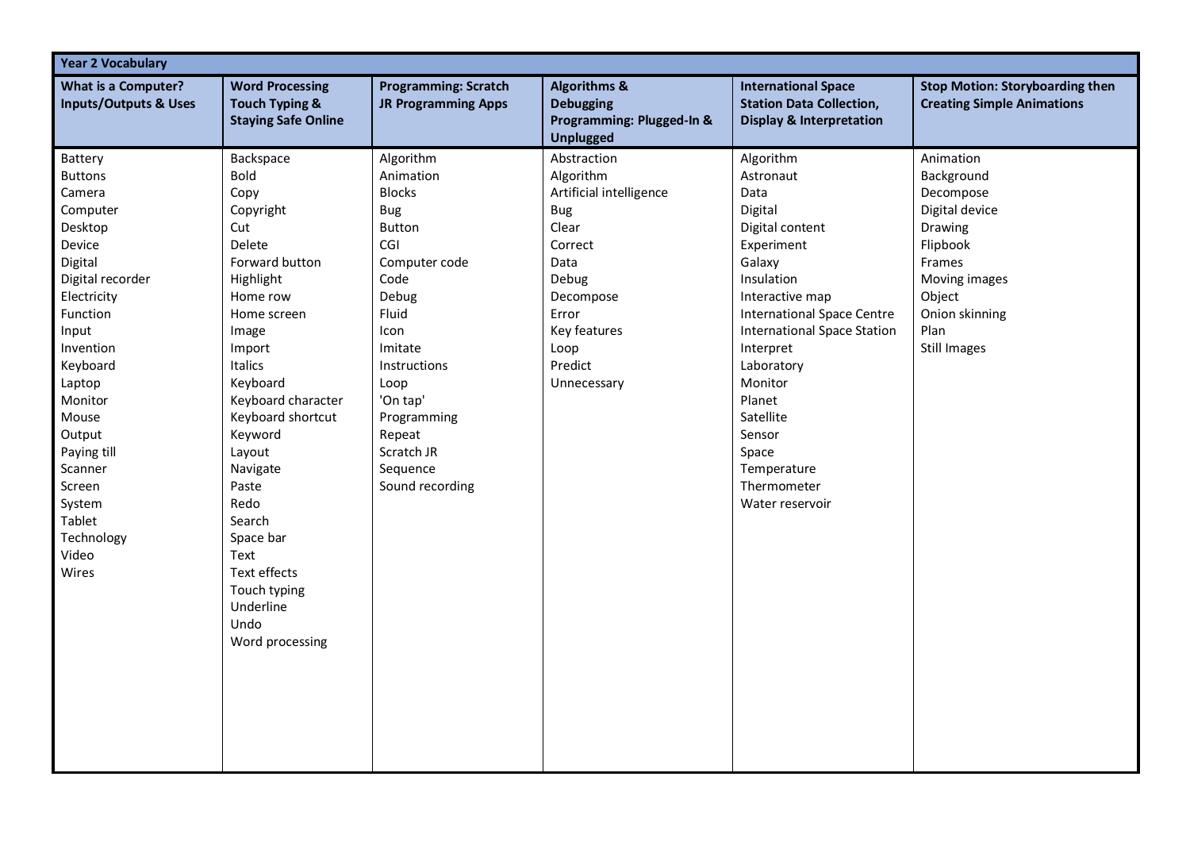| Year 2 Vocabulary | | | | | |
|---|---|---|---|---|---|
| **What is a Computer? Inputs/Outputs & Uses** | **Word Processing Touch Typing & Staying Safe Online** | **Programming: Scratch JR Programming Apps** | **Algorithms & Debugging Programming: Plugged-In & Unplugged** | **International Space Station Data Collection, Display & Interpretation** | **Stop Motion: Storyboarding then Creating Simple Animations** |
| Battery | Backspace | Algorithm | Abstraction | Algorithm | Animation |
| Buttons | Bold | Animation | Algorithm | Astronaut | Background |
| Camera | Copy | Blocks | Artificial intelligence | Data | Decompose |
| Computer | Copyright | Bug | Bug | Digital | Digital device |
| Desktop | Cut | Button | Clear | Digital content | Drawing |
| Device | Delete | CGI | Correct | Experiment | Flipbook |
| Digital | Forward button | Computer code | Data | Galaxy | Frames |
| Digital recorder | Highlight | Code | Debug | Insulation | Moving images |
| Electricity | Home row | Debug | Decompose | Interactive map | Object |
| Function | Home screen | Fluid | Error | International Space Centre | Onion skinning |
| Input | Image | Icon | Key features | International Space Station | Plan |
| Invention | Import | Imitate | Loop | Interpret | Still Images |
| Keyboard | Italics | Instructions | Predict | Laboratory | |
| Laptop | Keyboard | Loop | Unnecessary | Monitor | |
| Monitor | Keyboard character | 'On tap' | | Planet | |
| Mouse | Keyboard shortcut | Programming | | Satellite | |
| Output | Keyword | Repeat | | Sensor | |
| Paying till | Layout | Scratch JR | | Space | |
| Scanner | Navigate | Sequence | | Temperature | |
| Screen | Paste | Sound recording | | Thermometer | |
| System | Redo | | | Water reservoir | |
| Tablet | Search | | | | |
| Technology | Space bar | | | | |
| Video | Text | | | | |
| Wires | Text effects | | | | |
| | Touch typing | | | | |
| | Underline | | | | |
| | Undo | | | | |
| | Word processing | | | | |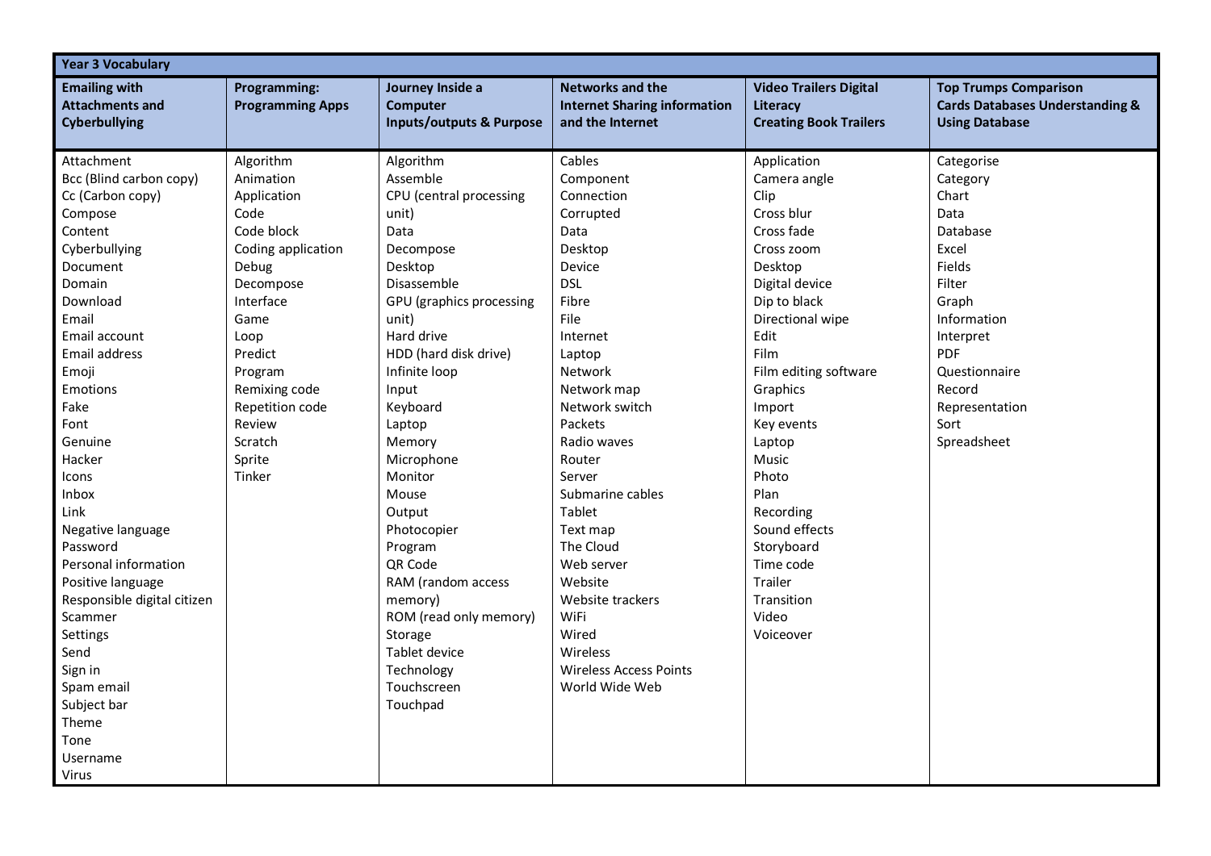| Year 3 Vocabulary | | | | | |
|---|---|---|---|---|---|
| **Emailing with Attachments and Cyberbullying** | **Programming: Programming Apps** | **Journey Inside a Computer Inputs/outputs & Purpose** | **Networks and the Internet Sharing information and the Internet** | **Video Trailers Digital Literacy Creating Book Trailers** | **Top Trumps Comparison Cards Databases Understanding & Using Database** |
| Attachment | Algorithm | Algorithm | Cables | Application | Categorise |
| Bcc (Blind carbon copy) | Animation | Assemble | Component | Camera angle | Category |
| Cc (Carbon copy) | Application | CPU (central processing unit) | Connection | Clip | Chart |
| Compose | Code | Data | Corrupted | Cross blur | Data |
| Content | Code block | Decompose | Data | Cross fade | Database |
| Cyberbullying | Coding application | Desktop | Desktop | Cross zoom | Excel |
| Document | Debug | Disassemble | Device | Desktop | Fields |
| Domain | Decompose | GPU (graphics processing unit) | DSL | Digital device | Filter |
| Download | Interface | Hard drive | Fibre | Dip to black | Graph |
| Email | Game | HDD (hard disk drive) | File | Directional wipe | Information |
| Email account | Loop | Infinite loop | Internet | Edit | Interpret |
| Email address | Predict | Input | Laptop | Film | PDF |
| Emoji | Program | Keyboard | Network | Film editing software | Questionnaire |
| Emotions | Remixing code | Laptop | Network map | Graphics | Record |
| Fake | Repetition code | Memory | Network switch | Import | Representation |
| Font | Review | Microphone | Packets | Key events | Sort |
| Genuine | Scratch | Monitor | Radio waves | Laptop | Spreadsheet |
| Hacker | Sprite | Mouse | Router | Music | |
| Icons | Tinker | Output | Server | Photo | |
| Inbox | | Photocopier | Submarine cables | Plan | |
| Link | | Program | Tablet | Recording | |
| Negative language | | QR Code | Text map | Sound effects | |
| Password | | RAM (random access memory) | The Cloud | Storyboard | |
| Personal information | | ROM (read only memory) | Web server | Time code | |
| Positive language | | Storage | Website | Trailer | |
| Responsible digital citizen | | Tablet device | Website trackers | Transition | |
| Scammer | | Technology | WiFi | Video | |
| Settings | | Touchscreen | Wired | Voiceover | |
| Send | | Touchpad | Wireless | | |
| Sign in | | | Wireless Access Points | | |
| Spam email | | | World Wide Web | | |
| Subject bar | | | | | |
| Theme | | | | | |
| Tone | | | | | |
| Username | | | | | |
| Virus | | | | | |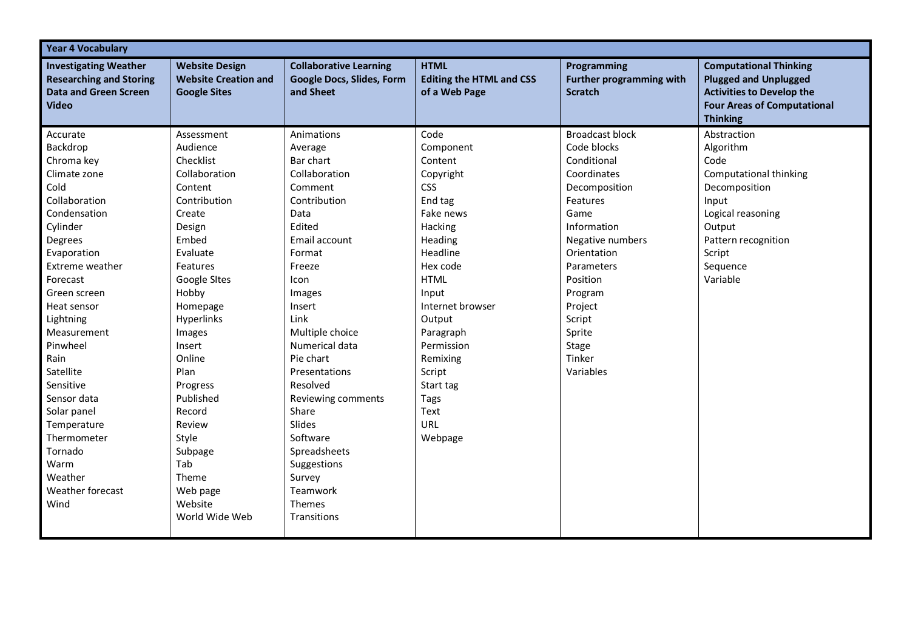| Year 4 Vocabulary | | | | | |
|---|---|---|---|---|---|
| **Investigating Weather Researching and Storing Data and Green Screen Video** | **Website Design Website Creation and Google Sites** | **Collaborative Learning Google Docs, Slides, Form and Sheet** | **HTML Editing the HTML and CSS of a Web Page** | **Programming Further programming with Scratch** | **Computational Thinking Plugged and Unplugged Activities to Develop the Four Areas of Computational Thinking** |
| Accurate | Assessment | Animations | Code | Broadcast block | Abstraction |
| Backdrop | Audience | Average | Component | Code blocks | Algorithm |
| Chroma key | Checklist | Bar chart | Content | Conditional | Code |
| Climate zone | Collaboration | Collaboration | Copyright | Coordinates | Computational thinking |
| Cold | Content | Comment | CSS | Decomposition | Decomposition |
| Collaboration | Contribution | Contribution | End tag | Features | Input |
| Condensation | Create | Data | Fake news | Game | Logical reasoning |
| Cylinder | Design | Edited | Hacking | Information | Output |
| Degrees | Embed | Email account | Heading | Negative numbers | Pattern recognition |
| Evaporation | Evaluate | Format | Headline | Orientation | Script |
| Extreme weather | Features | Freeze | Hex code | Parameters | Sequence |
| Forecast | Google SItes | Icon | HTML | Position | Variable |
| Green screen | Hobby | Images | Input | Program | |
| Heat sensor | Homepage | Insert | Internet browser | Project | |
| Lightning | Hyperlinks | Link | Output | Script | |
| Measurement | Images | Multiple choice | Paragraph | Sprite | |
| Pinwheel | Insert | Numerical data | Permission | Stage | |
| Rain | Online | Pie chart | Remixing | Tinker | |
| Satellite | Plan | Presentations | Script | Variables | |
| Sensitive | Progress | Resolved | Start tag | | |
| Sensor data | Published | Reviewing comments | Tags | | |
| Solar panel | Record | Share | Text | | |
| Temperature | Review | Slides | URL | | |
| Thermometer | Style | Software | Webpage | | |
| Tornado | Subpage | Spreadsheets | | | |
| Warm | Tab | Suggestions | | | |
| Weather | Theme | Survey | | | |
| Weather forecast | Web page | Teamwork | | | |
| Wind | Website | Themes | | | |
| | World Wide Web | Transitions | | | |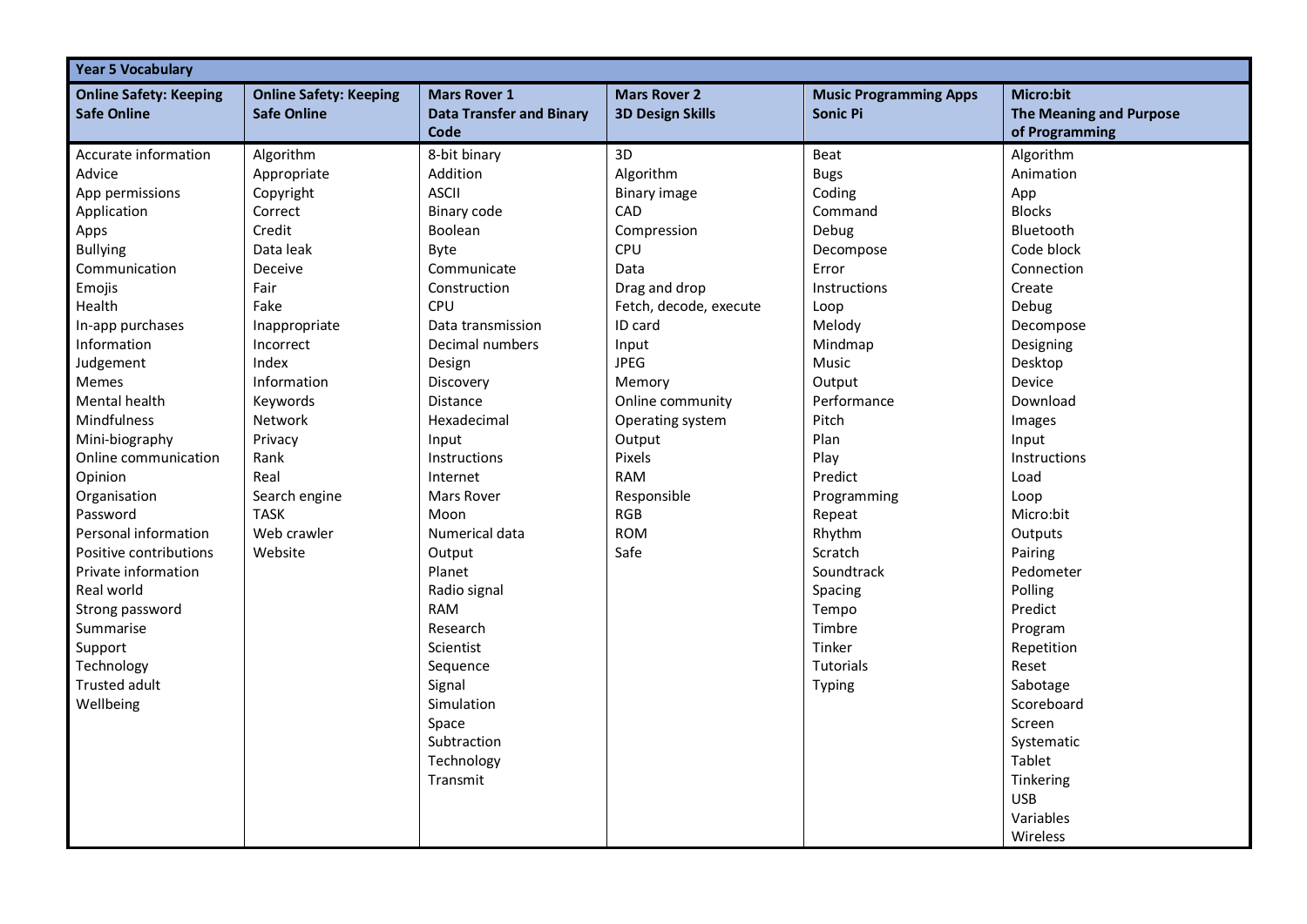| Year 5 Vocabulary | | | | | |
|---|---|---|---|---|---|
| **Online Safety: Keeping Safe Online** | **Online Safety: Keeping Safe Online** | **Mars Rover 1 Data Transfer and Binary Code** | **Mars Rover 2 3D Design Skills** | **Music Programming Apps Sonic Pi** | **Micro:bit The Meaning and Purpose of Programming** |
| Accurate information | Algorithm | 8-bit binary | 3D | Beat | Algorithm |
| Advice | Appropriate | Addition | Algorithm | Bugs | Animation |
| App permissions | Copyright | ASCII | Binary image | Coding | App |
| Application | Correct | Binary code | CAD | Command | Blocks |
| Apps | Credit | Boolean | Compression | Debug | Bluetooth |
| Bullying | Data leak | Byte | CPU | Decompose | Code block |
| Communication | Deceive | Communicate | Data | Error | Connection |
| Emojis | Fair | Construction | Drag and drop | Instructions | Create |
| Health | Fake | CPU | Fetch, decode, execute | Loop | Debug |
| In-app purchases | Inappropriate | Data transmission | ID card | Melody | Decompose |
| Information | Incorrect | Decimal numbers | Input | Mindmap | Designing |
| Judgement | Index | Design | JPEG | Music | Desktop |
| Memes | Information | Discovery | Memory | Output | Device |
| Mental health | Keywords | Distance | Online community | Performance | Download |
| Mindfulness | Network | Hexadecimal | Operating system | Pitch | Images |
| Mini-biography | Privacy | Input | Output | Plan | Input |
| Online communication | Rank | Instructions | Pixels | Play | Instructions |
| Opinion | Real | Internet | RAM | Predict | Load |
| Organisation | Search engine | Mars Rover | Responsible | Programming | Loop |
| Password | TASK | Moon | RGB | Repeat | Micro:bit |
| Personal information | Web crawler | Numerical data | ROM | Rhythm | Outputs |
| Positive contributions | Website | Output | Safe | Scratch | Pairing |
| Private information | | Planet | | Soundtrack | Pedometer |
| Real world | | Radio signal | | Spacing | Polling |
| Strong password | | RAM | | Tempo | Predict |
| Summarise | | Research | | Timbre | Program |
| Support | | Scientist | | Tinker | Repetition |
| Technology | | Sequence | | Tutorials | Reset |
| Trusted adult | | Signal | | Typing | Sabotage |
| Wellbeing | | Simulation | | | Scoreboard |
| | | Space | | | Screen |
| | | Subtraction | | | Systematic |
| | | Technology | | | Tablet |
| | | Transmit | | | Tinkering |
| | | | | | USB |
| | | | | | Variables |
| | | | | | Wireless |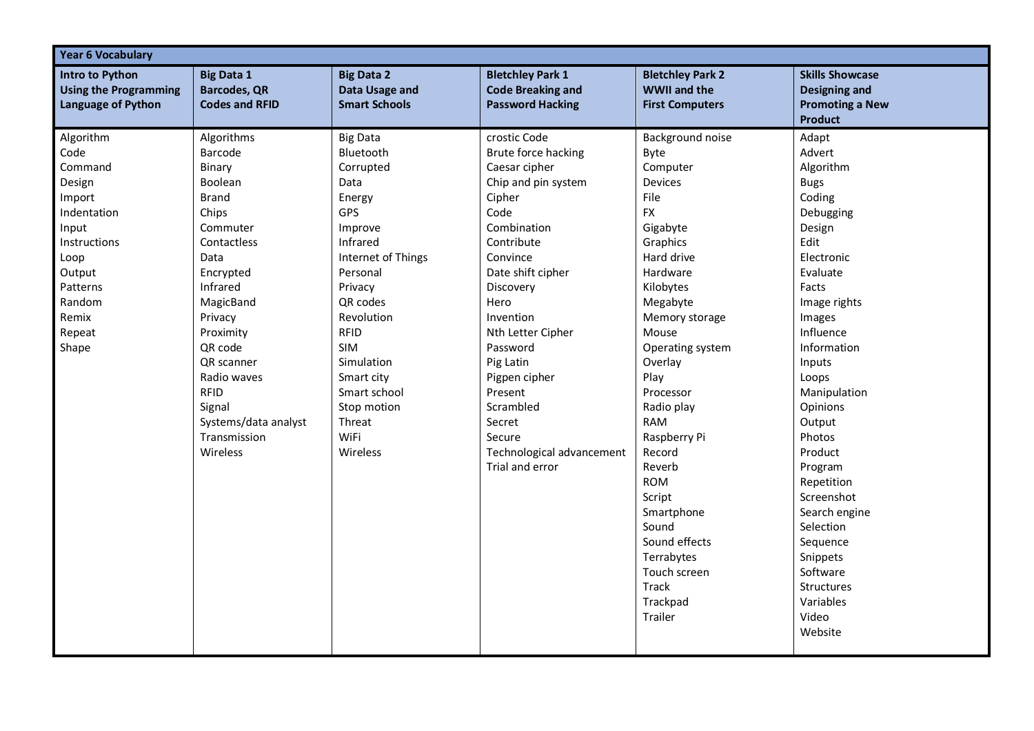| Year 6 Vocabulary | | | | | |
|---|---|---|---|---|---|
| **Intro to Python Using the Programming Language of Python** | **Big Data 1 Barcodes, QR Codes and RFID** | **Big Data 2 Data Usage and Smart Schools** | **Bletchley Park 1 Code Breaking and Password Hacking** | **Bletchley Park 2 WWII and the First Computers** | **Skills Showcase Designing and Promoting a New Product** |
| Algorithm | Algorithms | Big Data | crostic Code | Background noise | Adapt |
| Code | Barcode | Bluetooth | Brute force hacking | Byte | Advert |
| Command | Binary | Corrupted | Caesar cipher | Computer | Algorithm |
| Design | Boolean | Data | Chip and pin system | Devices | Bugs |
| Import | Brand | Energy | Cipher | File | Coding |
| Indentation | Chips | GPS | Code | FX | Debugging |
| Input | Commuter | Improve | Combination | Gigabyte | Design |
| Instructions | Contactless | Infrared | Contribute | Graphics | Edit |
| Loop | Data | Internet of Things | Convince | Hard drive | Electronic |
| Output | Encrypted | Personal | Date shift cipher | Hardware | Evaluate |
| Patterns | Infrared | Privacy | Discovery | Kilobytes | Facts |
| Random | MagicBand | QR codes | Hero | Megabyte | Image rights |
| Remix | Privacy | Revolution | Invention | Memory storage | Images |
| Repeat | Proximity | RFID | Nth Letter Cipher | Mouse | Influence |
| Shape | QR code | SIM | Password | Operating system | Information |
| | QR scanner | Simulation | Pig Latin | Overlay | Inputs |
| | Radio waves | Smart city | Pigpen cipher | Play | Loops |
| | RFID | Smart school | Present | Processor | Manipulation |
| | Signal | Stop motion | Scrambled | Radio play | Opinions |
| | Systems/data analyst | Threat | Secret | RAM | Output |
| | Transmission | WiFi | Secure | Raspberry Pi | Photos |
| | Wireless | Wireless | Technological advancement | Record | Product |
| | | | Trial and error | Reverb | Program |
| | | | | ROM | Repetition |
| | | | | Script | Screenshot |
| | | | | Smartphone | Search engine |
| | | | | Sound | Selection |
| | | | | Sound effects | Sequence |
| | | | | Terrabytes | Snippets |
| | | | | Touch screen | Software |
| | | | | Track | Structures |
| | | | | Trackpad | Variables |
| | | | | Trailer | Video |
| | | | | | Website |